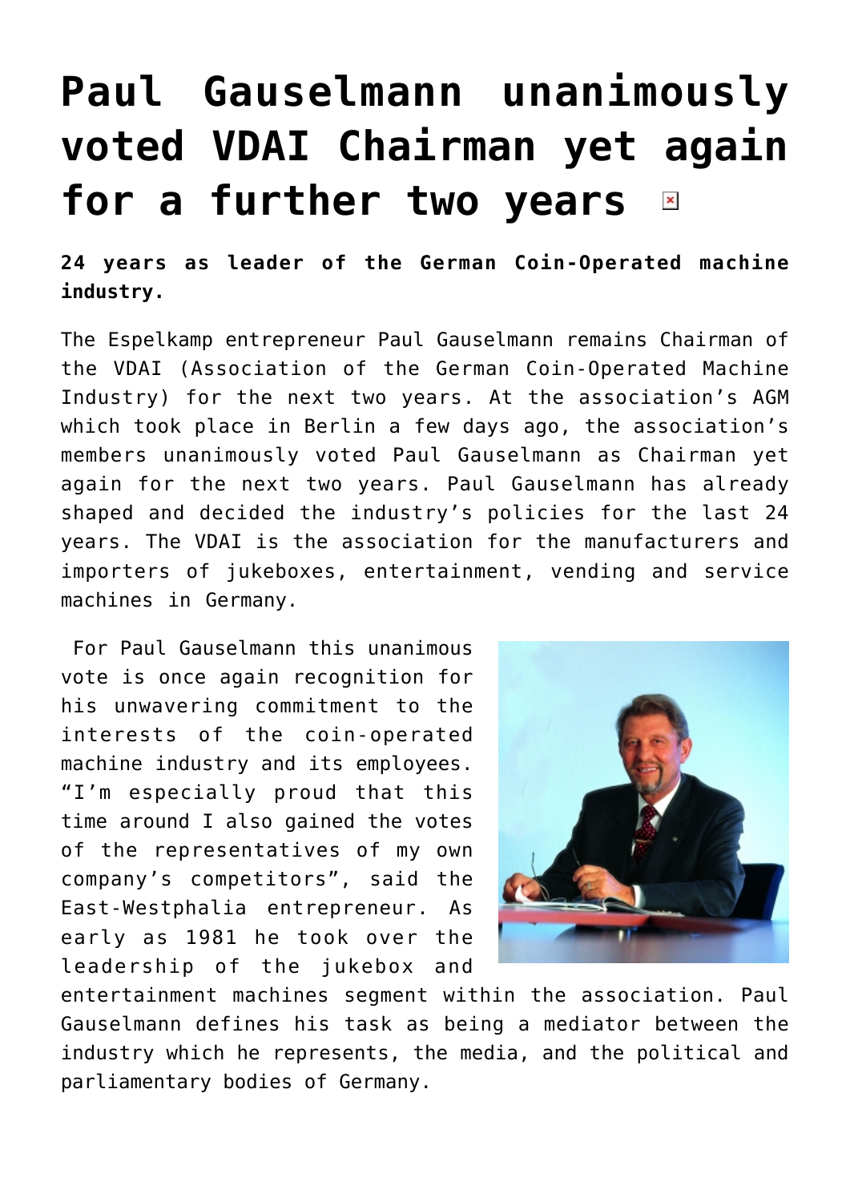# Paul Gauselmann unanimously voted VDAI Chairman yet again for a further two years

**24 years as leader of the German Coin-Operated machine industry.**

The Espelkamp entrepreneur Paul Gauselmann remains Chairman of the VDAI (Association of the German Coin-Operated Machine Industry) for the next two years. At the association's AGM which took place in Berlin a few days ago, the association's members unanimously voted Paul Gauselmann as Chairman yet again for the next two years. Paul Gauselmann has already shaped and decided the industry's policies for the last 24 years. The VDAI is the association for the manufacturers and importers of jukeboxes, entertainment, vending and service machines in Germany.

For Paul Gauselmann this unanimous vote is once again recognition for his unwavering commitment to the interests of the coin-operated machine industry and its employees. "I'm especially proud that this time around I also gained the votes of the representatives of my own company's competitors", said the East-Westphalia entrepreneur. As early as 1981 he took over the leadership of the jukebox and entertainment machines segment within the association. Paul Gauselmann defines his task as being a mediator between the industry which he represents, the media, and the political and parliamentary bodies of Germany.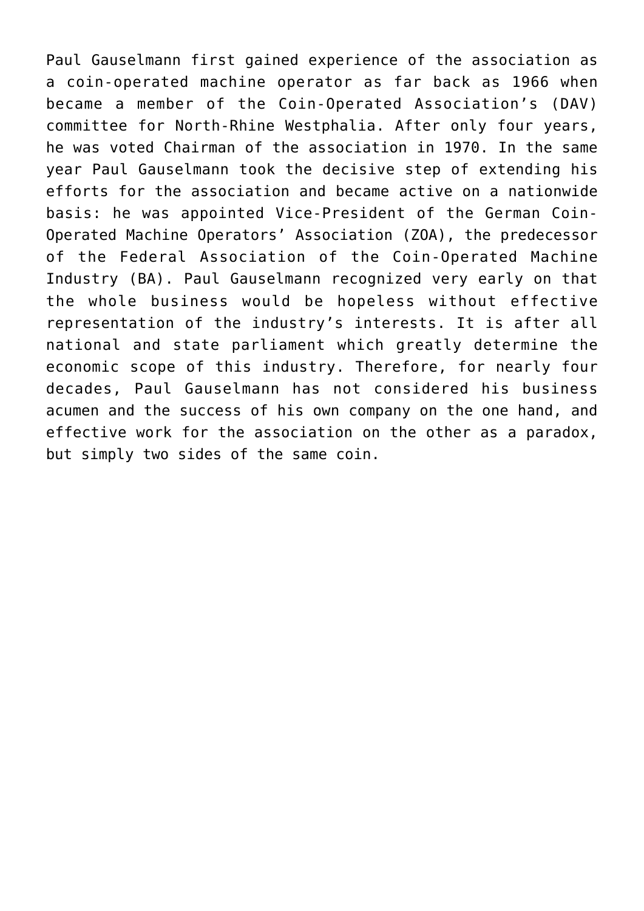Paul Gauselmann first gained experience of the association as a coin-operated machine operator as far back as 1966 when became a member of the Coin-Operated Association's (DAV) committee for North-Rhine Westphalia. After only four years, he was voted Chairman of the association in 1970. In the same year Paul Gauselmann took the decisive step of extending his efforts for the association and became active on a nationwide basis: he was appointed Vice-President of the German Coin-Operated Machine Operators' Association (ZOA), the predecessor of the Federal Association of the Coin-Operated Machine Industry (BA). Paul Gauselmann recognized very early on that the whole business would be hopeless without effective representation of the industry's interests. It is after all national and state parliament which greatly determine the economic scope of this industry. Therefore, for nearly four decades, Paul Gauselmann has not considered his business acumen and the success of his own company on the one hand, and effective work for the association on the other as a paradox, but simply two sides of the same coin.